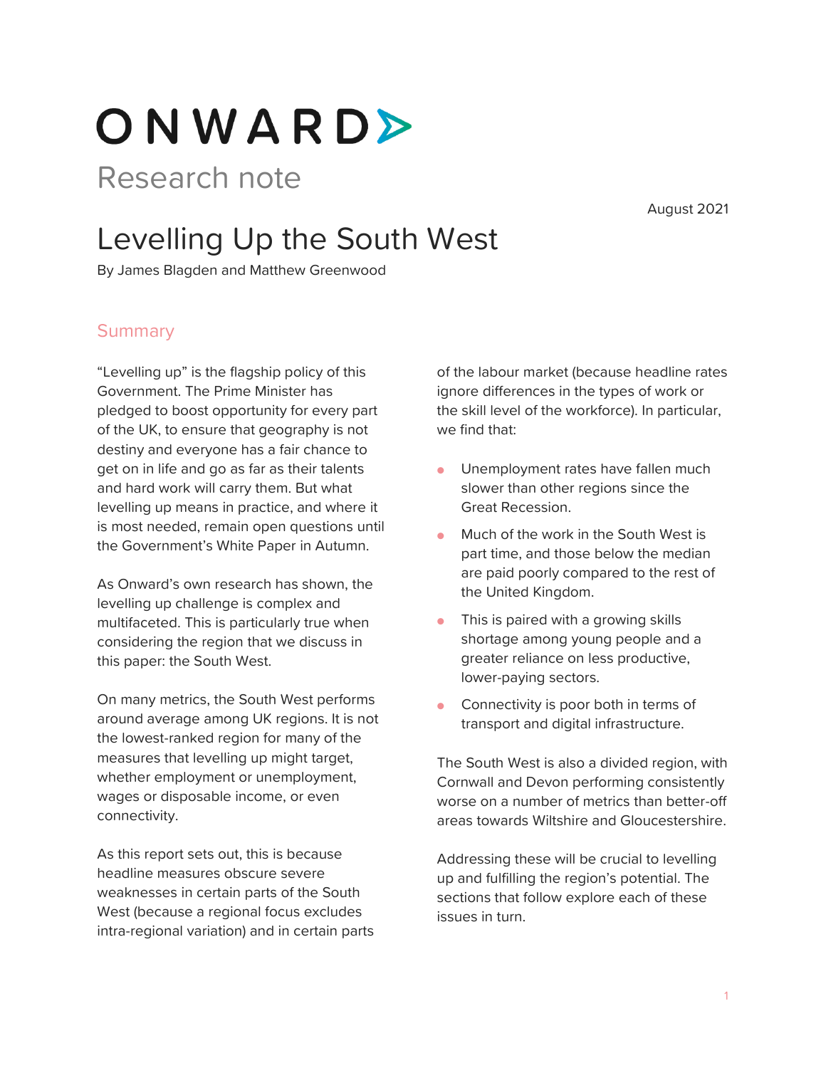# ONWARD

Research note

August 2021

# Levelling Up the South West

By James Blagden and Matthew Greenwood

## Summary

"Levelling up" is the flagship policy of this Government. The Prime Minister has pledged to boost opportunity for every part of the UK, to ensure that geography is not destiny and everyone has a fair chance to get on in life and go as far as their talents and hard work will carry them. But what levelling up means in practice, and where it is most needed, remain open questions until the Government's White Paper in Autumn.

As Onward's own research has shown, the levelling up challenge is complex and multifaceted. This is particularly true when considering the region that we discuss in this paper: the South West.

On many metrics, the South West performs around average among UK regions. It is not the lowest-ranked region for many of the measures that levelling up might target, whether employment or unemployment, wages or disposable income, or even connectivity.

As this report sets out, this is because headline measures obscure severe weaknesses in certain parts of the South West (because a regional focus excludes intra-regional variation) and in certain parts of the labour market (because headline rates ignore differences in the types of work or the skill level of the workforce). In particular, we find that:

- Unemployment rates have fallen much slower than other regions since the Great Recession.
- Much of the work in the South West is part time, and those below the median are paid poorly compared to the rest of the United Kingdom.
- This is paired with a growing skills shortage among young people and a greater reliance on less productive, lower-paying sectors.
- Connectivity is poor both in terms of transport and digital infrastructure.

The South West is also a divided region, with Cornwall and Devon performing consistently worse on a number of metrics than better-off areas towards Wiltshire and Gloucestershire.

Addressing these will be crucial to levelling up and fulfilling the region's potential. The sections that follow explore each of these issues in turn.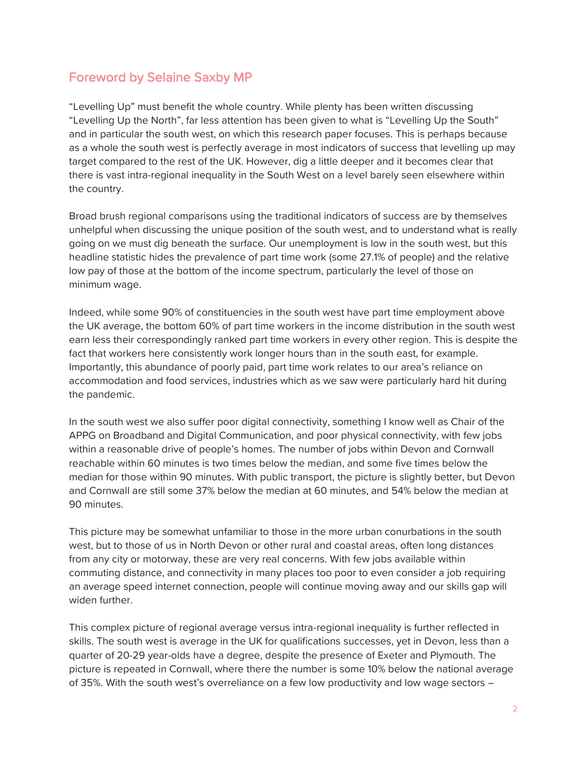## Foreword by Selaine Saxby MP

"Levelling Up" must benefit the whole country. While plenty has been written discussing "Levelling Up the North", far less attention has been given to what is "Levelling Up the South" and in particular the south west, on which this research paper focuses. This is perhaps because as a whole the south west is perfectly average in most indicators of success that levelling up may target compared to the rest of the UK. However, dig a little deeper and it becomes clear that there is vast intra-regional inequality in the South West on a level barely seen elsewhere within the country.

Broad brush regional comparisons using the traditional indicators of success are by themselves unhelpful when discussing the unique position of the south west, and to understand what is really going on we must dig beneath the surface. Our unemployment is low in the south west, but this headline statistic hides the prevalence of part time work (some 27.1% of people) and the relative low pay of those at the bottom of the income spectrum, particularly the level of those on minimum wage.

Indeed, while some 90% of constituencies in the south west have part time employment above the UK average, the bottom 60% of part time workers in the income distribution in the south west earn less their correspondingly ranked part time workers in every other region. This is despite the fact that workers here consistently work longer hours than in the south east, for example. Importantly, this abundance of poorly paid, part time work relates to our area's reliance on accommodation and food services, industries which as we saw were particularly hard hit during the pandemic.

In the south west we also suffer poor digital connectivity, something I know well as Chair of the APPG on Broadband and Digital Communication, and poor physical connectivity, with few jobs within a reasonable drive of people's homes. The number of jobs within Devon and Cornwall reachable within 60 minutes is two times below the median, and some five times below the median for those within 90 minutes. With public transport, the picture is slightly better, but Devon and Cornwall are still some 37% below the median at 60 minutes, and 54% below the median at 90 minutes.

This picture may be somewhat unfamiliar to those in the more urban conurbations in the south west, but to those of us in North Devon or other rural and coastal areas, often long distances from any city or motorway, these are very real concerns. With few jobs available within commuting distance, and connectivity in many places too poor to even consider a job requiring an average speed internet connection, people will continue moving away and our skills gap will widen further.

This complex picture of regional average versus intra-regional inequality is further reflected in skills. The south west is average in the UK for qualifications successes, yet in Devon, less than a quarter of 20-29 year-olds have a degree, despite the presence of Exeter and Plymouth. The picture is repeated in Cornwall, where there the number is some 10% below the national average of 35%. With the south west's overreliance on a few low productivity and low wage sectors –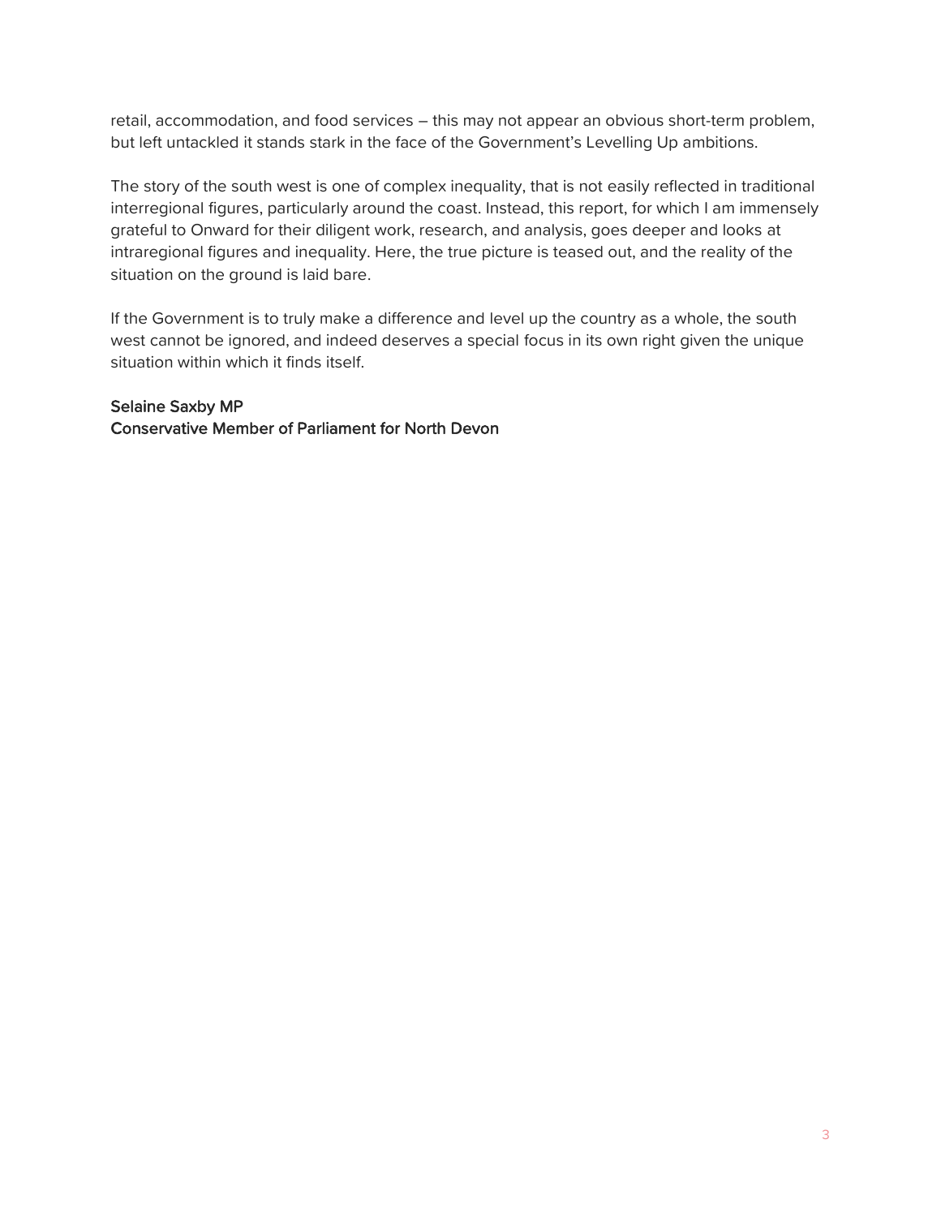retail, accommodation, and food services – this may not appear an obvious short-term problem, but left untackled it stands stark in the face of the Government's Levelling Up ambitions.

The story of the south west is one of complex inequality, that is not easily reflected in traditional interregional figures, particularly around the coast. Instead, this report, for which I am immensely grateful to Onward for their diligent work, research, and analysis, goes deeper and looks at intraregional figures and inequality. Here, the true picture is teased out, and the reality of the situation on the ground is laid bare.

If the Government is to truly make a difference and level up the country as a whole, the south west cannot be ignored, and indeed deserves a special focus in its own right given the unique situation within which it finds itself.

**Selaine Saxby MP**
**Conservative Member of Parliament for North Devon**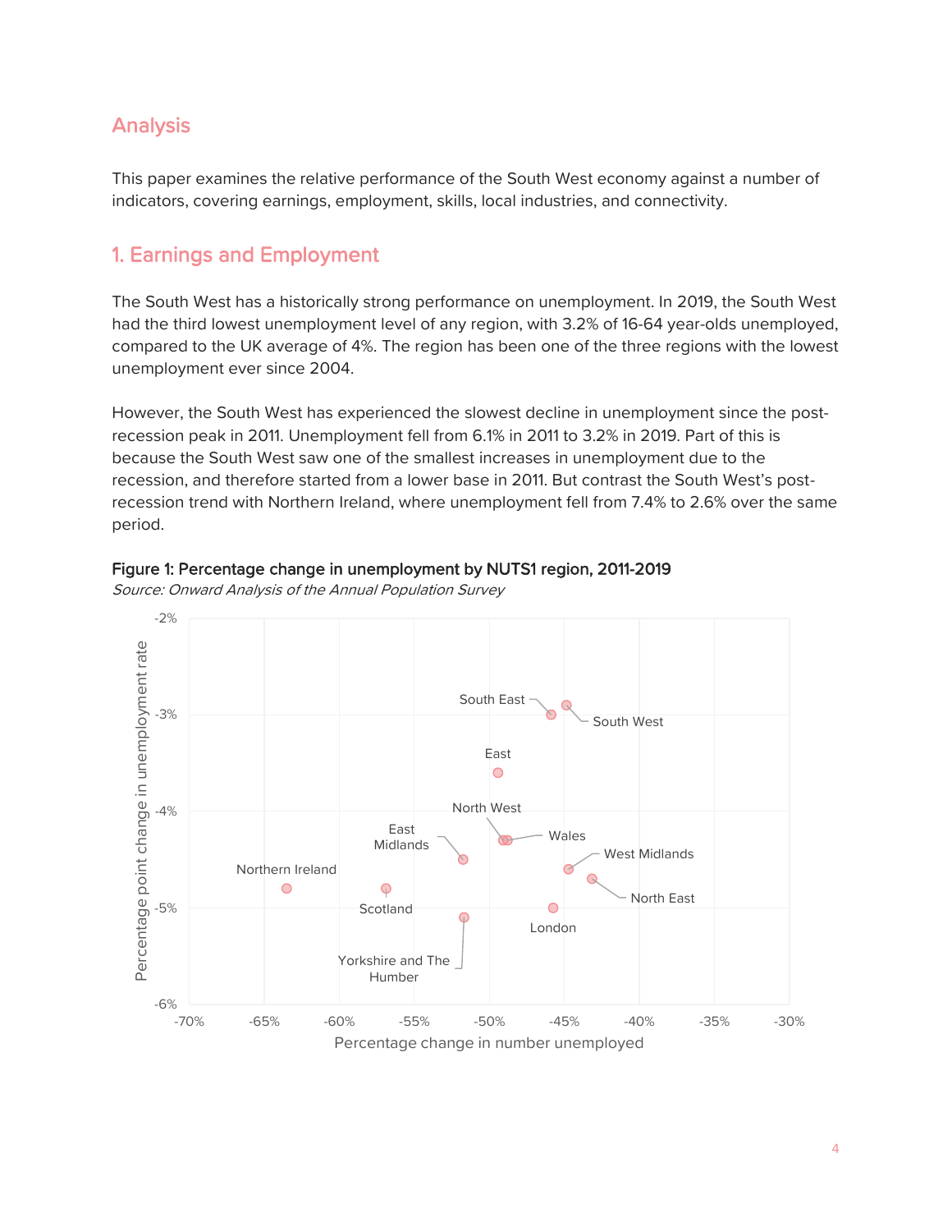## Analysis

This paper examines the relative performance of the South West economy against a number of indicators, covering earnings, employment, skills, local industries, and connectivity.

## 1. Earnings and Employment

The South West has a historically strong performance on unemployment. In 2019, the South West had the third lowest unemployment level of any region, with 3.2% of 16-64 year-olds unemployed, compared to the UK average of 4%. The region has been one of the three regions with the lowest unemployment ever since 2004.

However, the South West has experienced the slowest decline in unemployment since the post-recession peak in 2011. Unemployment fell from 6.1% in 2011 to 3.2% in 2019. Part of this is because the South West saw one of the smallest increases in unemployment due to the recession, and therefore started from a lower base in 2011. But contrast the South West's post-recession trend with Northern Ireland, where unemployment fell from 7.4% to 2.6% over the same period.

**Figure 1: Percentage change in unemployment by NUTS1 region, 2011-2019**

*Source: Onward Analysis of the Annual Population Survey*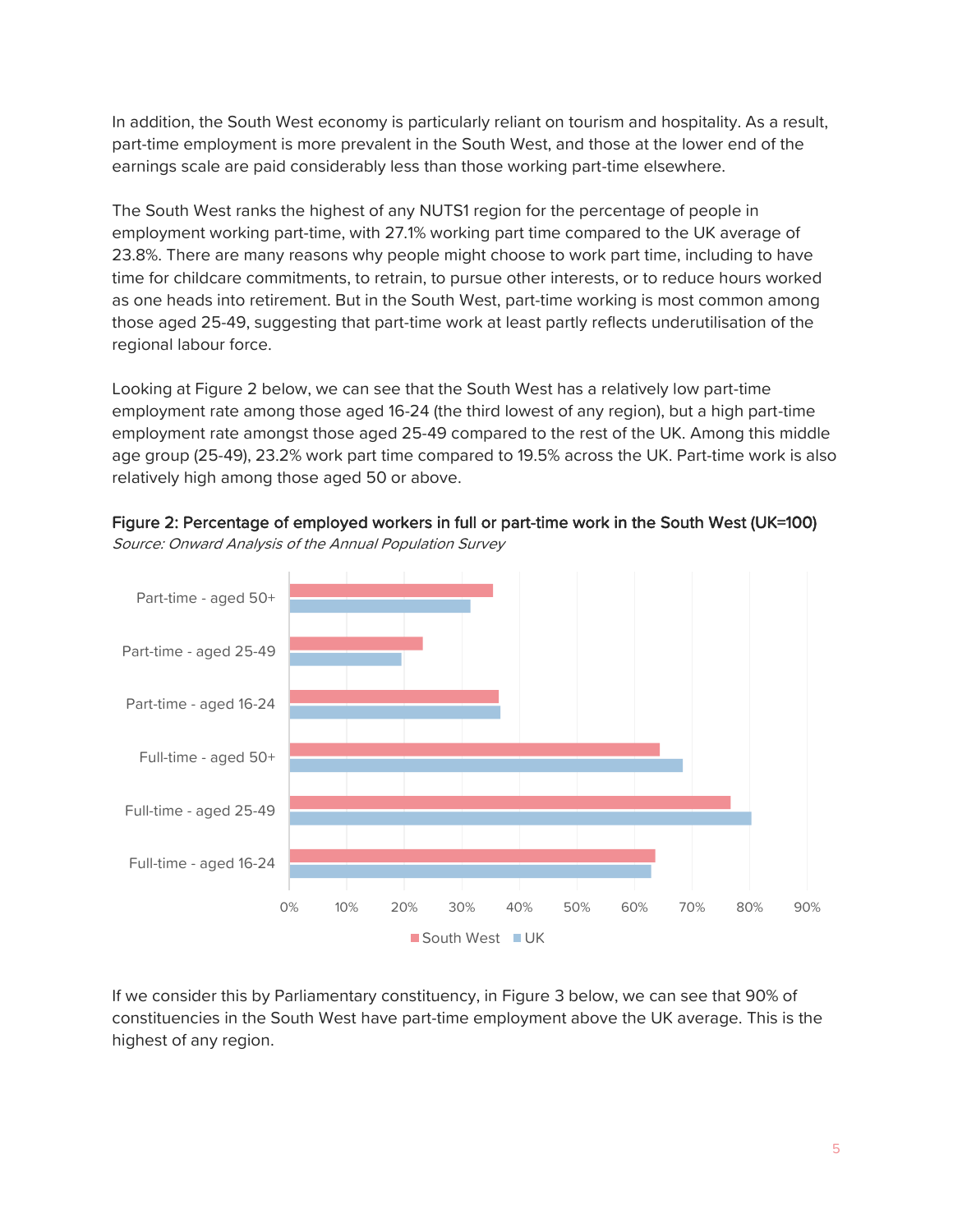In addition, the South West economy is particularly reliant on tourism and hospitality. As a result, part-time employment is more prevalent in the South West, and those at the lower end of the earnings scale are paid considerably less than those working part-time elsewhere.

The South West ranks the highest of any NUTS1 region for the percentage of people in employment working part-time, with 27.1% working part time compared to the UK average of 23.8%. There are many reasons why people might choose to work part time, including to have time for childcare commitments, to retrain, to pursue other interests, or to reduce hours worked as one heads into retirement. But in the South West, part-time working is most common among those aged 25-49, suggesting that part-time work at least partly reflects underutilisation of the regional labour force.

Looking at Figure 2 below, we can see that the South West has a relatively low part-time employment rate among those aged 16-24 (the third lowest of any region), but a high part-time employment rate amongst those aged 25-49 compared to the rest of the UK. Among this middle age group (25-49), 23.2% work part time compared to 19.5% across the UK. Part-time work is also relatively high among those aged 50 or above.

**Figure 2: Percentage of employed workers in full or part-time work in the South West (UK=100)**
*Source: Onward Analysis of the Annual Population Survey*

If we consider this by Parliamentary constituency, in Figure 3 below, we can see that 90% of constituencies in the South West have part-time employment above the UK average. This is the highest of any region.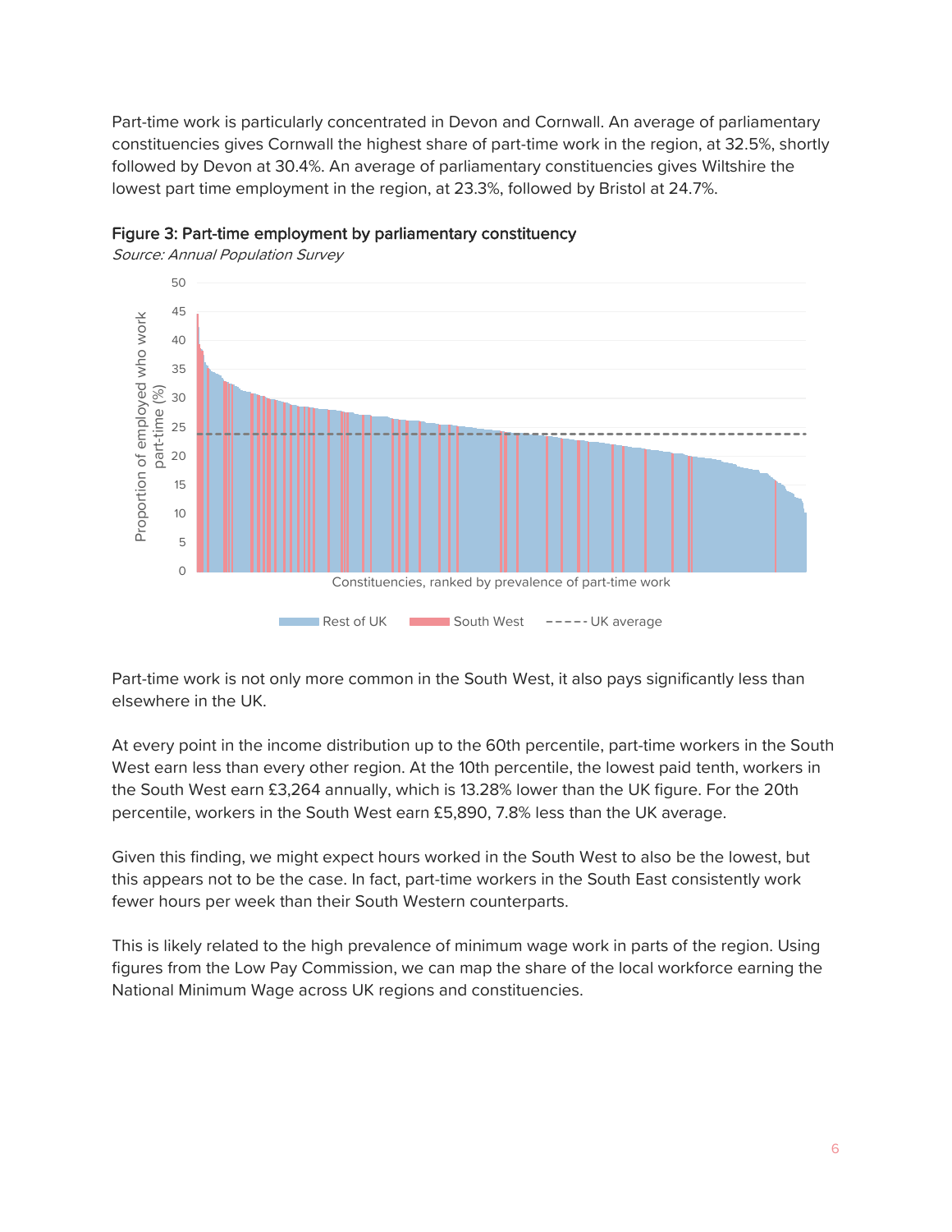Part-time work is particularly concentrated in Devon and Cornwall. An average of parliamentary constituencies gives Cornwall the highest share of part-time work in the region, at 32.5%, shortly followed by Devon at 30.4%. An average of parliamentary constituencies gives Wiltshire the lowest part time employment in the region, at 23.3%, followed by Bristol at 24.7%.

**Figure 3: Part-time employment by parliamentary constituency**
*Source: Annual Population Survey*

Part-time work is not only more common in the South West, it also pays significantly less than elsewhere in the UK.

At every point in the income distribution up to the 60th percentile, part-time workers in the South West earn less than every other region. At the 10th percentile, the lowest paid tenth, workers in the South West earn £3,264 annually, which is 13.28% lower than the UK figure. For the 20th percentile, workers in the South West earn £5,890, 7.8% less than the UK average.

Given this finding, we might expect hours worked in the South West to also be the lowest, but this appears not to be the case. In fact, part-time workers in the South East consistently work fewer hours per week than their South Western counterparts.

This is likely related to the high prevalence of minimum wage work in parts of the region. Using figures from the Low Pay Commission, we can map the share of the local workforce earning the National Minimum Wage across UK regions and constituencies.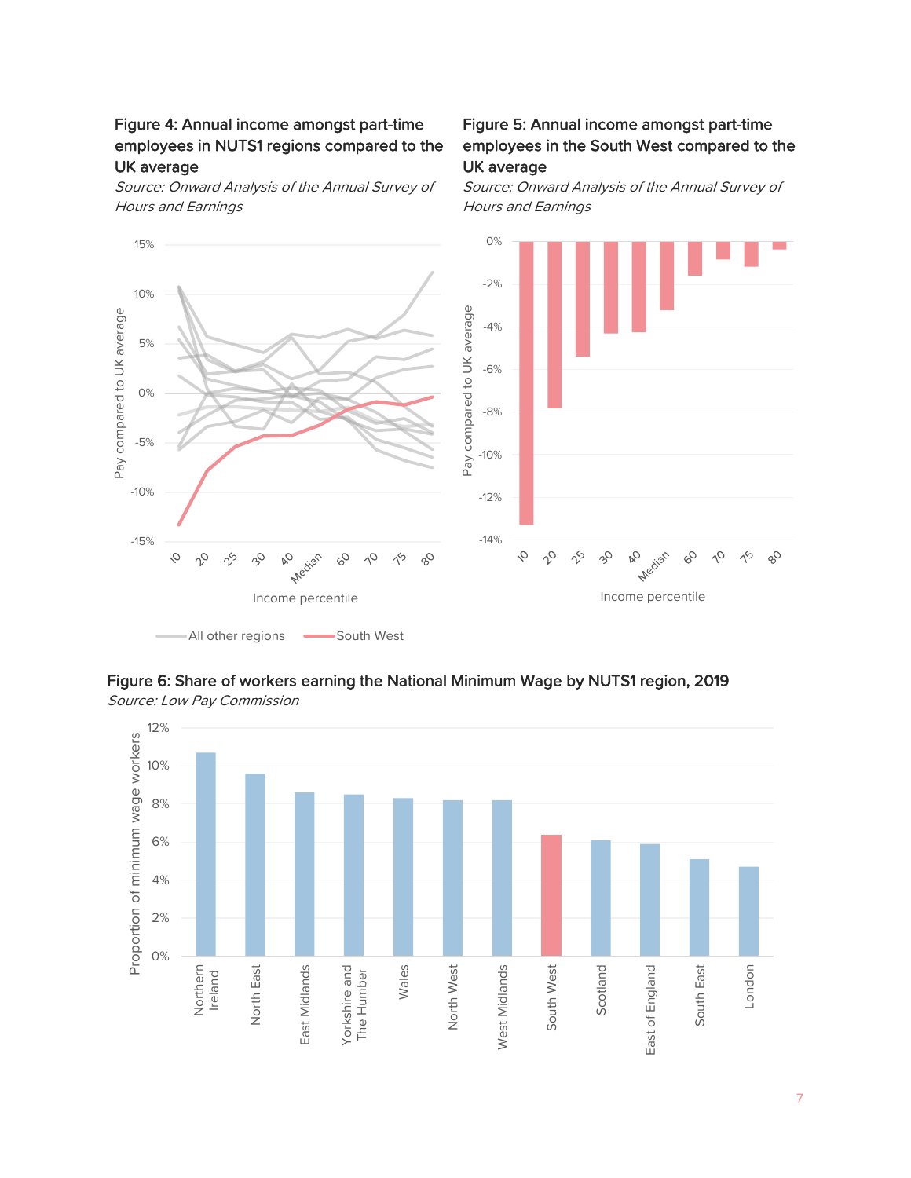**Figure 4: Annual income amongst part-time employees in NUTS1 regions compared to the UK average**

*Source: Onward Analysis of the Annual Survey of Hours and Earnings*

**Figure 5: Annual income amongst part-time employees in the South West compared to the UK average**

*Source: Onward Analysis of the Annual Survey of Hours and Earnings*

**Figure 6: Share of workers earning the National Minimum Wage by NUTS1 region, 2019**

*Source: Low Pay Commission*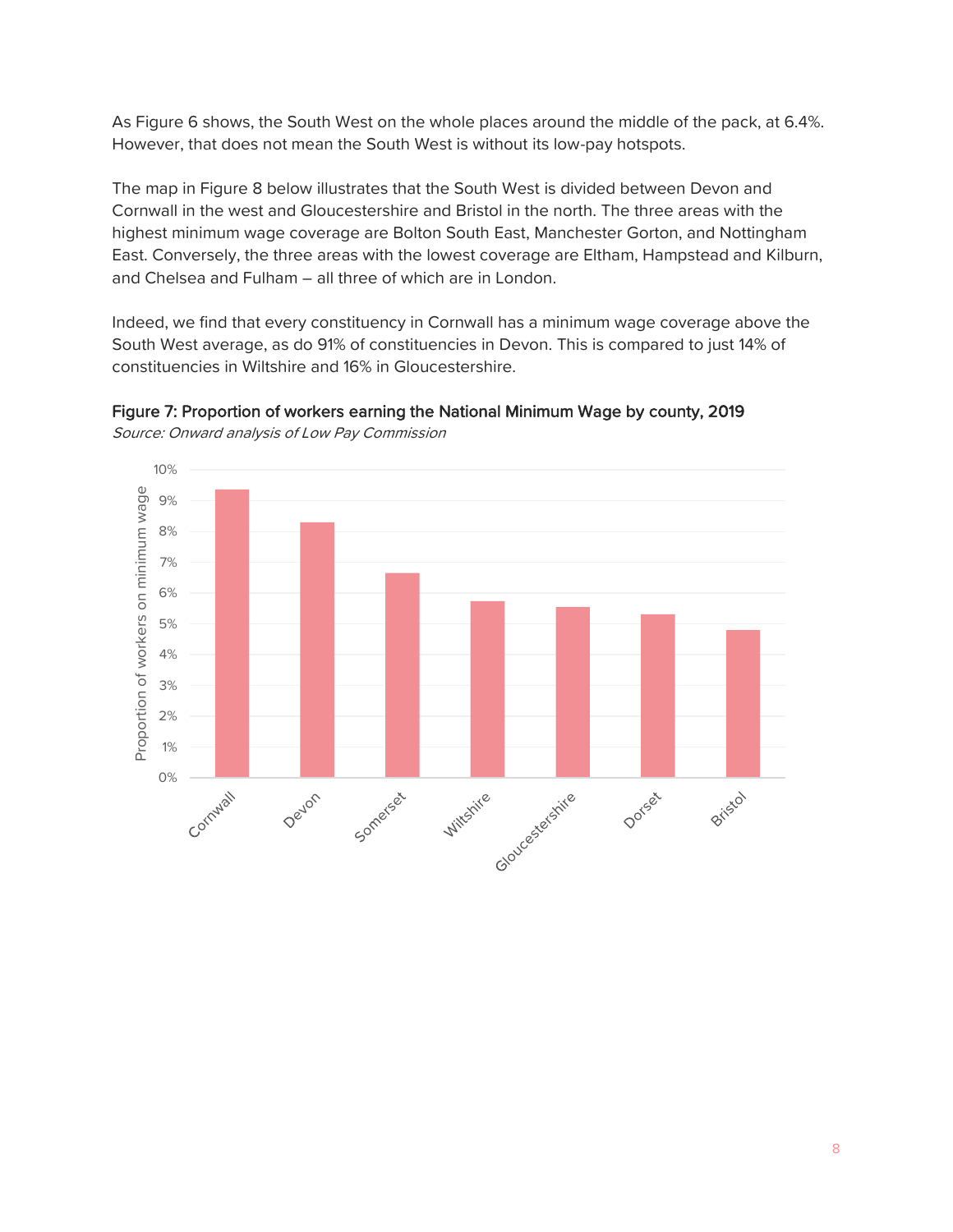As Figure 6 shows, the South West on the whole places around the middle of the pack, at 6.4%. However, that does not mean the South West is without its low-pay hotspots.

The map in Figure 8 below illustrates that the South West is divided between Devon and Cornwall in the west and Gloucestershire and Bristol in the north. The three areas with the highest minimum wage coverage are Bolton South East, Manchester Gorton, and Nottingham East. Conversely, the three areas with the lowest coverage are Eltham, Hampstead and Kilburn, and Chelsea and Fulham – all three of which are in London.

Indeed, we find that every constituency in Cornwall has a minimum wage coverage above the South West average, as do 91% of constituencies in Devon. This is compared to just 14% of constituencies in Wiltshire and 16% in Gloucestershire.

**Figure 7: Proportion of workers earning the National Minimum Wage by county, 2019**

*Source: Onward analysis of Low Pay Commission*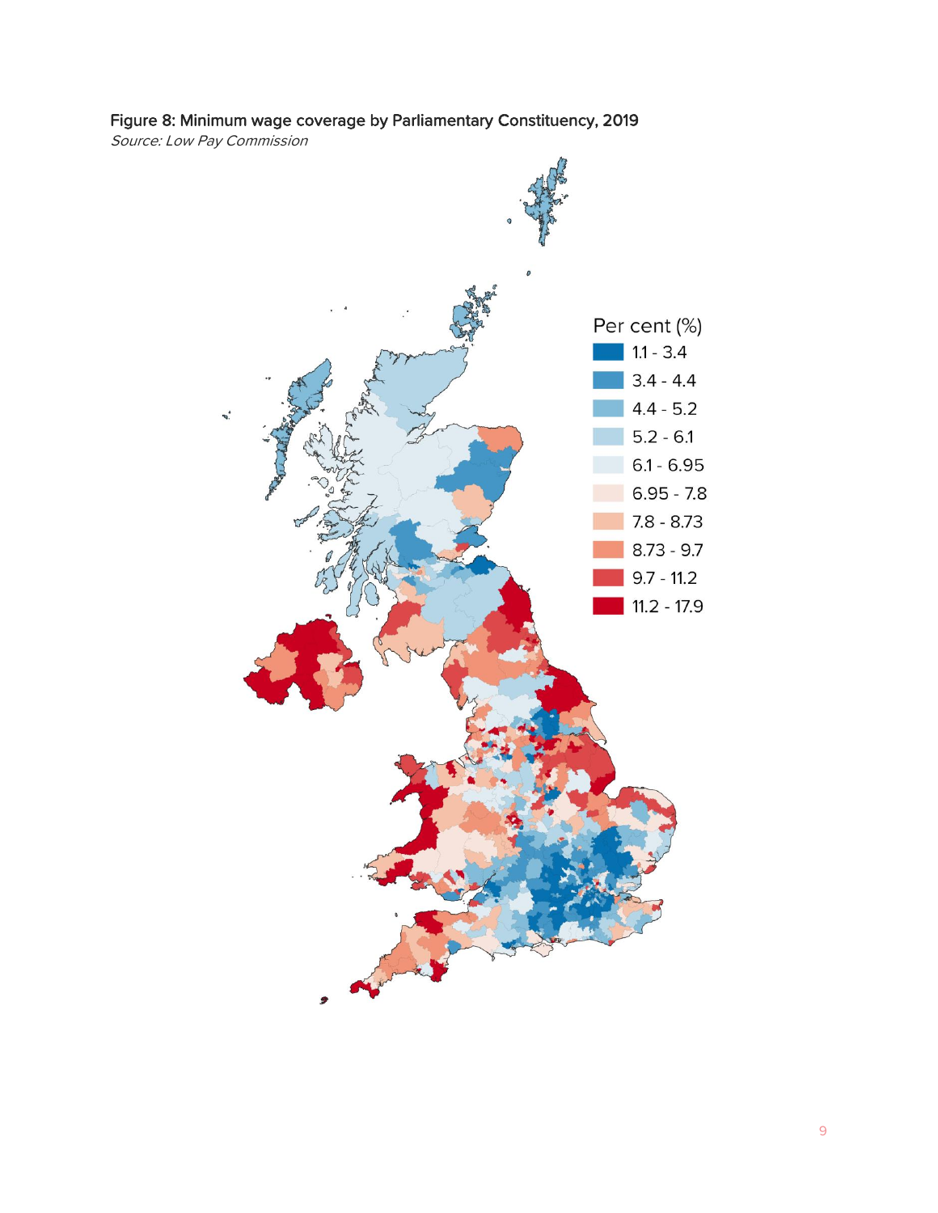**Figure 8: Minimum wage coverage by Parliamentary Constituency, 2019**

*Source: Low Pay Commission*

Per cent (%)

- 1.1 - 3.4
- 3.4 - 4.4
- 4.4 - 5.2
- 5.2 - 6.1
- 6.1 - 6.95
- 6.95 - 7.8
- 7.8 - 8.73
- 8.73 - 9.7
- 9.7 - 11.2
- 11.2 - 17.9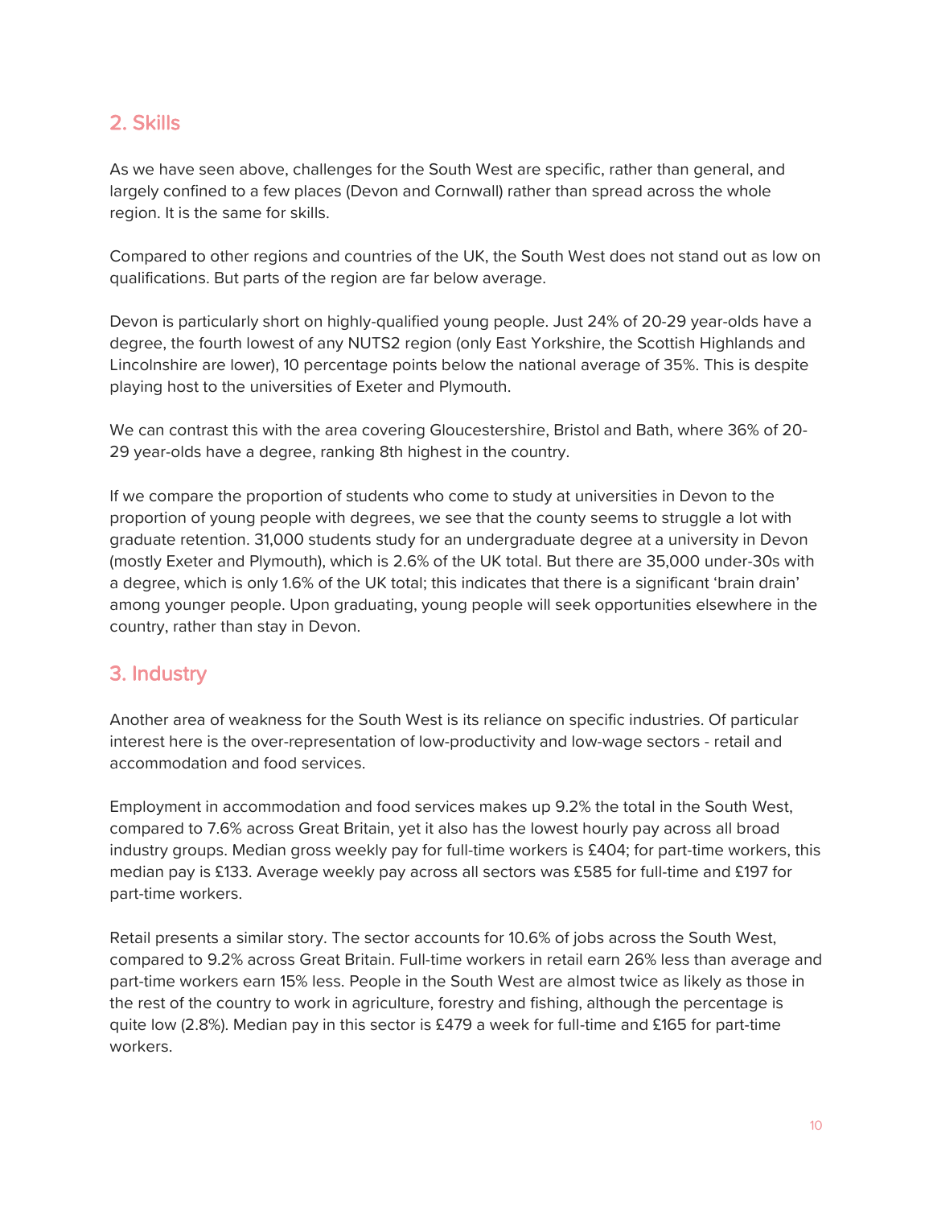## 2. Skills

As we have seen above, challenges for the South West are specific, rather than general, and largely confined to a few places (Devon and Cornwall) rather than spread across the whole region. It is the same for skills.

Compared to other regions and countries of the UK, the South West does not stand out as low on qualifications. But parts of the region are far below average.

Devon is particularly short on highly-qualified young people. Just 24% of 20-29 year-olds have a degree, the fourth lowest of any NUTS2 region (only East Yorkshire, the Scottish Highlands and Lincolnshire are lower), 10 percentage points below the national average of 35%. This is despite playing host to the universities of Exeter and Plymouth.

We can contrast this with the area covering Gloucestershire, Bristol and Bath, where 36% of 20-29 year-olds have a degree, ranking 8th highest in the country.

If we compare the proportion of students who come to study at universities in Devon to the proportion of young people with degrees, we see that the county seems to struggle a lot with graduate retention. 31,000 students study for an undergraduate degree at a university in Devon (mostly Exeter and Plymouth), which is 2.6% of the UK total. But there are 35,000 under-30s with a degree, which is only 1.6% of the UK total; this indicates that there is a significant 'brain drain' among younger people. Upon graduating, young people will seek opportunities elsewhere in the country, rather than stay in Devon.

## 3. Industry

Another area of weakness for the South West is its reliance on specific industries. Of particular interest here is the over-representation of low-productivity and low-wage sectors - retail and accommodation and food services.

Employment in accommodation and food services makes up 9.2% the total in the South West, compared to 7.6% across Great Britain, yet it also has the lowest hourly pay across all broad industry groups. Median gross weekly pay for full-time workers is £404; for part-time workers, this median pay is £133. Average weekly pay across all sectors was £585 for full-time and £197 for part-time workers.

Retail presents a similar story. The sector accounts for 10.6% of jobs across the South West, compared to 9.2% across Great Britain. Full-time workers in retail earn 26% less than average and part-time workers earn 15% less. People in the South West are almost twice as likely as those in the rest of the country to work in agriculture, forestry and fishing, although the percentage is quite low (2.8%). Median pay in this sector is £479 a week for full-time and £165 for part-time workers.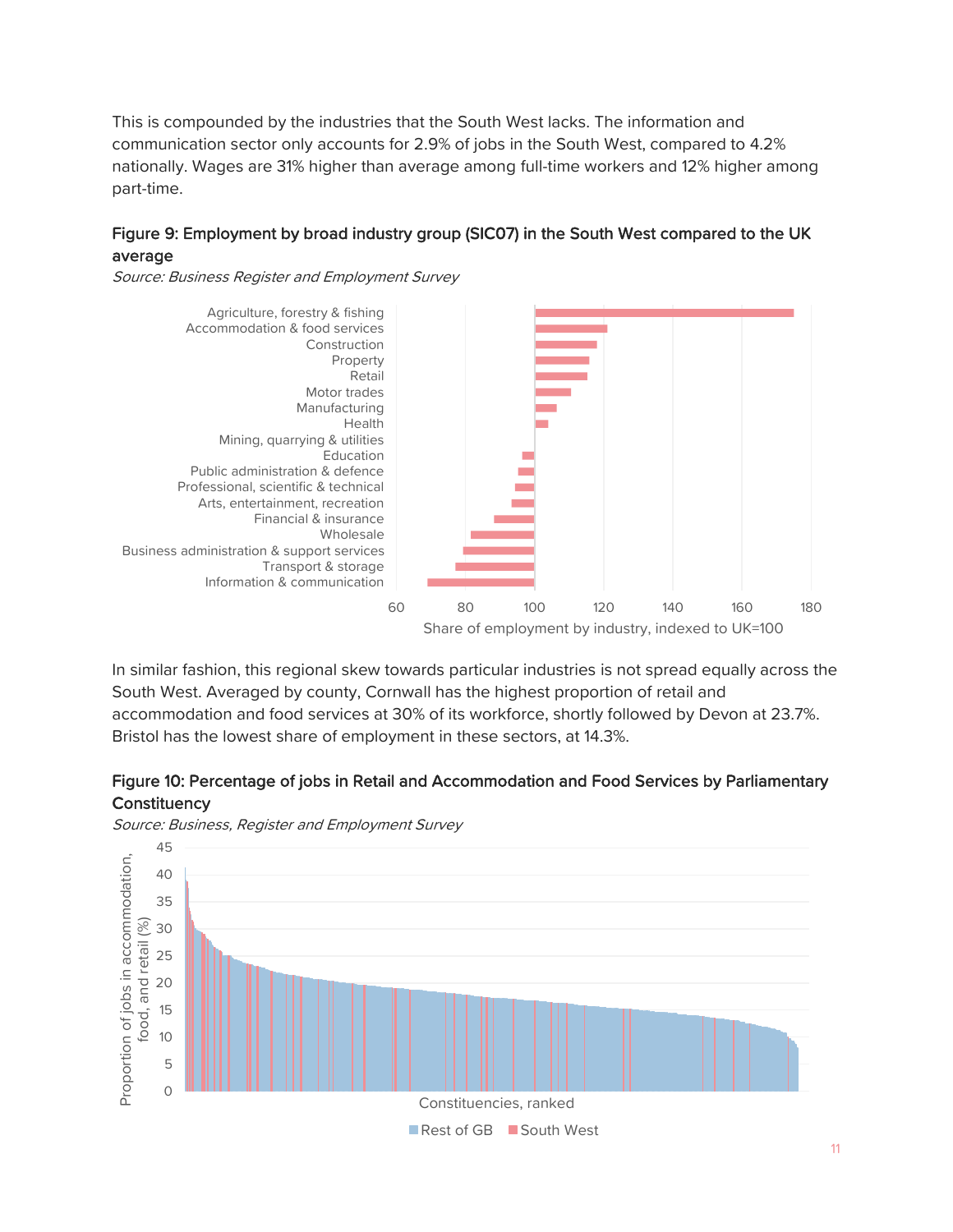This is compounded by the industries that the South West lacks. The information and communication sector only accounts for 2.9% of jobs in the South West, compared to 4.2% nationally. Wages are 31% higher than average among full-time workers and 12% higher among part-time.

### Figure 9: Employment by broad industry group (SIC07) in the South West compared to the UK average

*Source: Business Register and Employment Survey*

In similar fashion, this regional skew towards particular industries is not spread equally across the South West. Averaged by county, Cornwall has the highest proportion of retail and accommodation and food services at 30% of its workforce, shortly followed by Devon at 23.7%. Bristol has the lowest share of employment in these sectors, at 14.3%.

### Figure 10: Percentage of jobs in Retail and Accommodation and Food Services by Parliamentary Constituency

*Source: Business, Register and Employment Survey*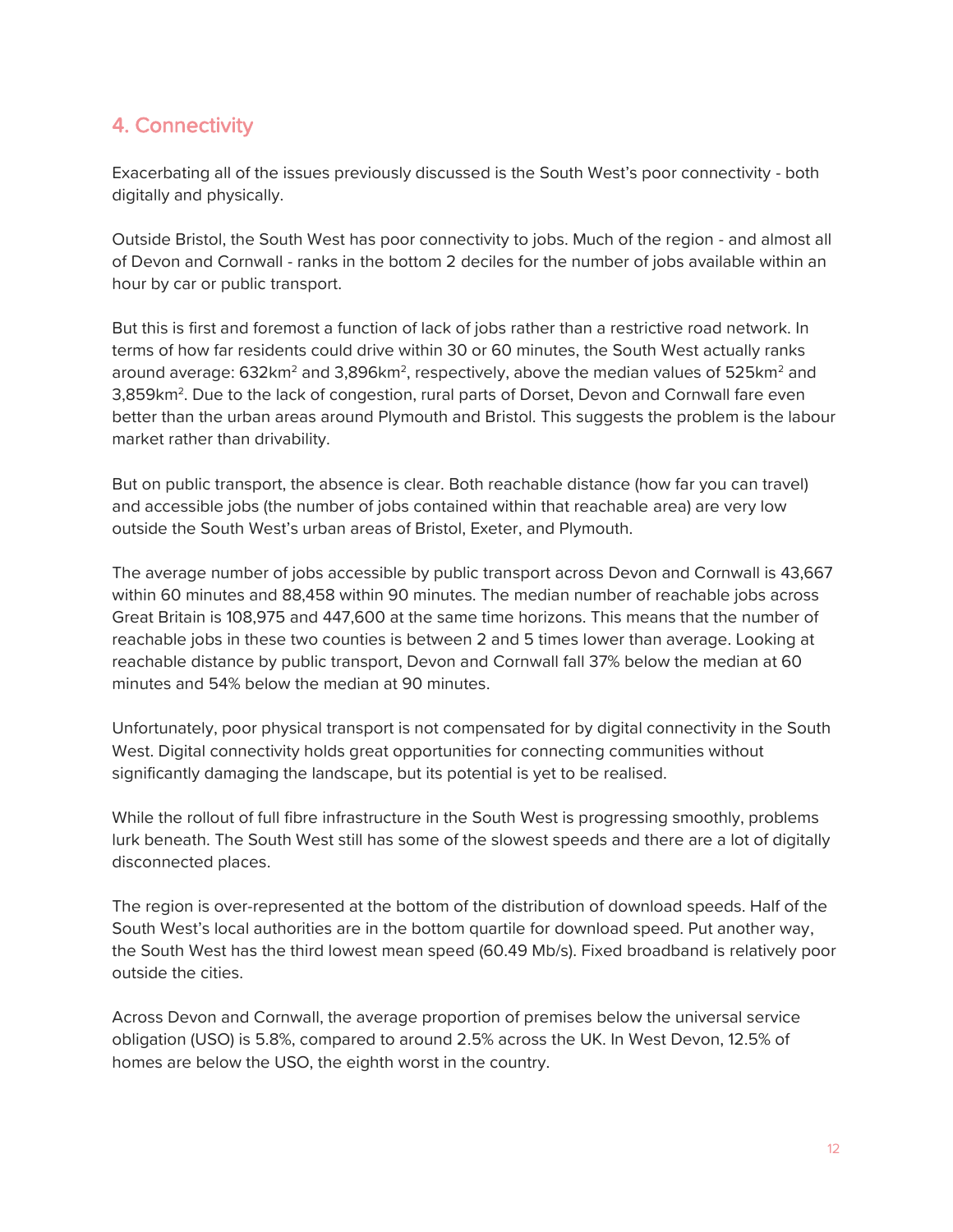## 4. Connectivity

Exacerbating all of the issues previously discussed is the South West's poor connectivity - both digitally and physically.

Outside Bristol, the South West has poor connectivity to jobs. Much of the region - and almost all of Devon and Cornwall - ranks in the bottom 2 deciles for the number of jobs available within an hour by car or public transport.

But this is first and foremost a function of lack of jobs rather than a restrictive road network. In terms of how far residents could drive within 30 or 60 minutes, the South West actually ranks around average: 632km$^2$ and 3,896km$^2$, respectively, above the median values of 525km$^2$ and 3,859km$^2$. Due to the lack of congestion, rural parts of Dorset, Devon and Cornwall fare even better than the urban areas around Plymouth and Bristol. This suggests the problem is the labour market rather than drivability.

But on public transport, the absence is clear. Both reachable distance (how far you can travel) and accessible jobs (the number of jobs contained within that reachable area) are very low outside the South West's urban areas of Bristol, Exeter, and Plymouth.

The average number of jobs accessible by public transport across Devon and Cornwall is 43,667 within 60 minutes and 88,458 within 90 minutes. The median number of reachable jobs across Great Britain is 108,975 and 447,600 at the same time horizons. This means that the number of reachable jobs in these two counties is between 2 and 5 times lower than average. Looking at reachable distance by public transport, Devon and Cornwall fall 37% below the median at 60 minutes and 54% below the median at 90 minutes.

Unfortunately, poor physical transport is not compensated for by digital connectivity in the South West. Digital connectivity holds great opportunities for connecting communities without significantly damaging the landscape, but its potential is yet to be realised.

While the rollout of full fibre infrastructure in the South West is progressing smoothly, problems lurk beneath. The South West still has some of the slowest speeds and there are a lot of digitally disconnected places.

The region is over-represented at the bottom of the distribution of download speeds. Half of the South West's local authorities are in the bottom quartile for download speed. Put another way, the South West has the third lowest mean speed (60.49 Mb/s). Fixed broadband is relatively poor outside the cities.

Across Devon and Cornwall, the average proportion of premises below the universal service obligation (USO) is 5.8%, compared to around 2.5% across the UK. In West Devon, 12.5% of homes are below the USO, the eighth worst in the country.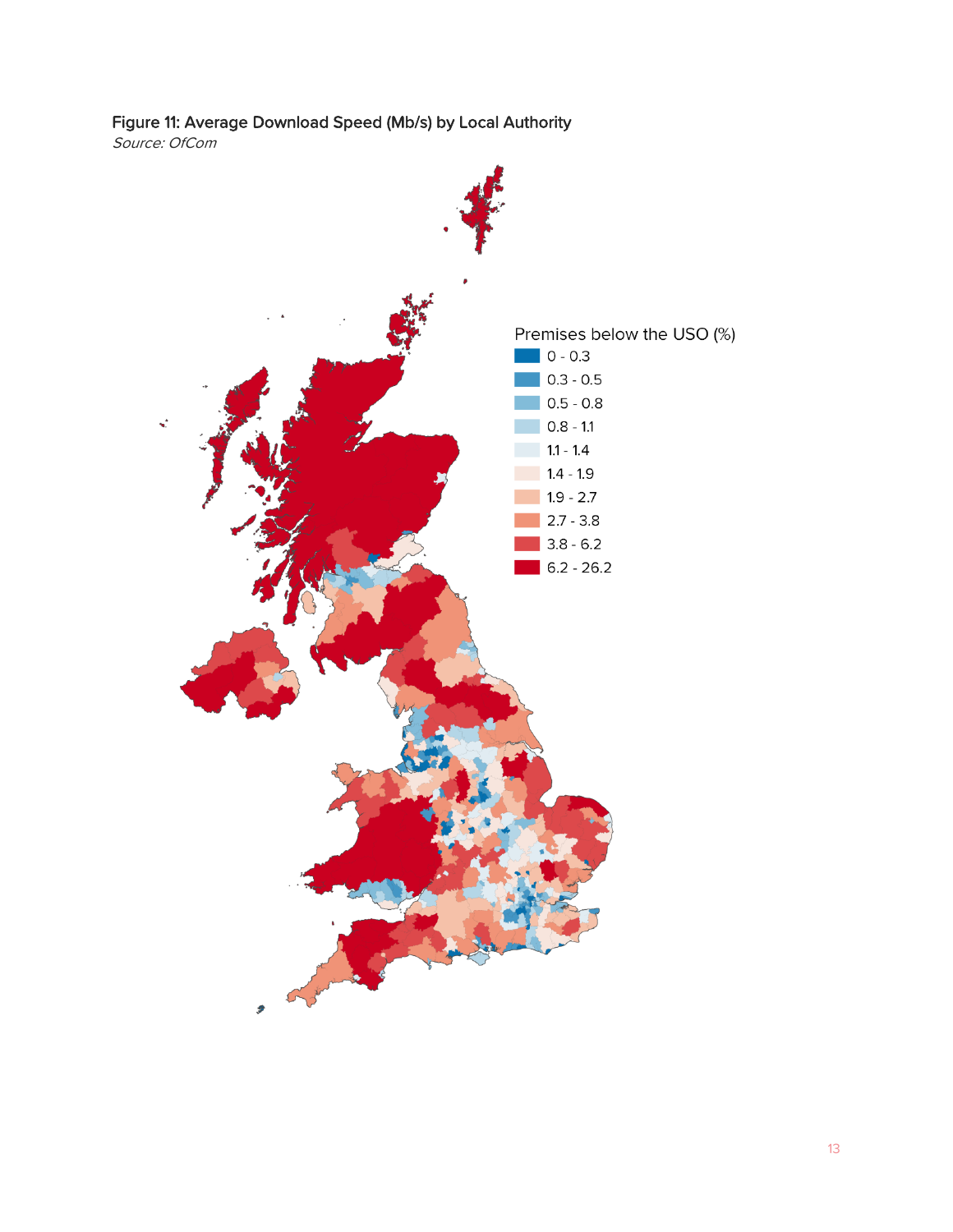**Figure 11: Average Download Speed (Mb/s) by Local Authority**

*Source: OfCom*

Premises below the USO (%)

- 0 - 0.3
- 0.3 - 0.5
- 0.5 - 0.8
- 0.8 - 1.1
- 1.1 - 1.4
- 1.4 - 1.9
- 1.9 - 2.7
- 2.7 - 3.8
- 3.8 - 6.2
- 6.2 - 26.2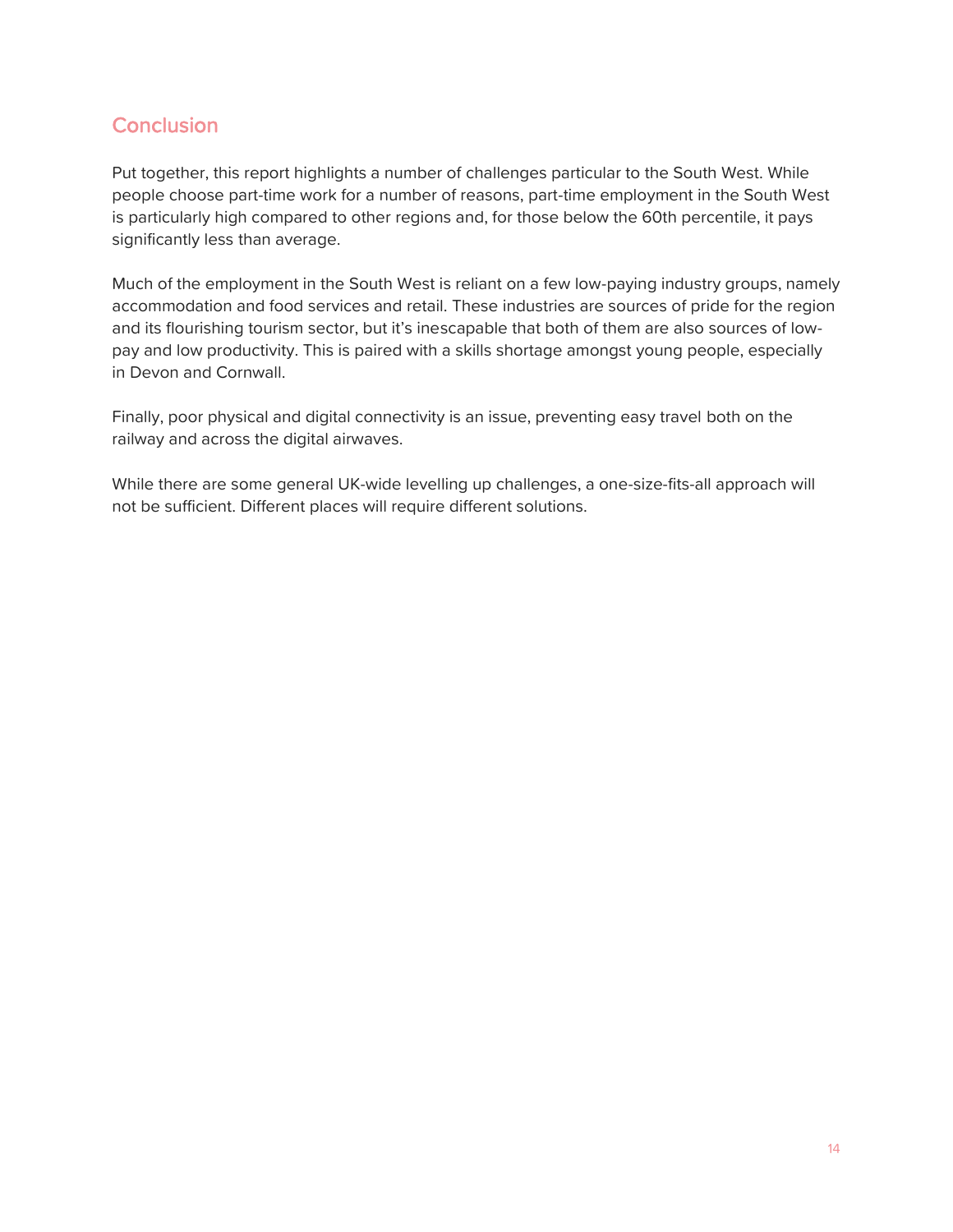## Conclusion

Put together, this report highlights a number of challenges particular to the South West. While people choose part-time work for a number of reasons, part-time employment in the South West is particularly high compared to other regions and, for those below the 60th percentile, it pays significantly less than average.

Much of the employment in the South West is reliant on a few low-paying industry groups, namely accommodation and food services and retail. These industries are sources of pride for the region and its flourishing tourism sector, but it's inescapable that both of them are also sources of low-pay and low productivity. This is paired with a skills shortage amongst young people, especially in Devon and Cornwall.

Finally, poor physical and digital connectivity is an issue, preventing easy travel both on the railway and across the digital airwaves.

While there are some general UK-wide levelling up challenges, a one-size-fits-all approach will not be sufficient. Different places will require different solutions.